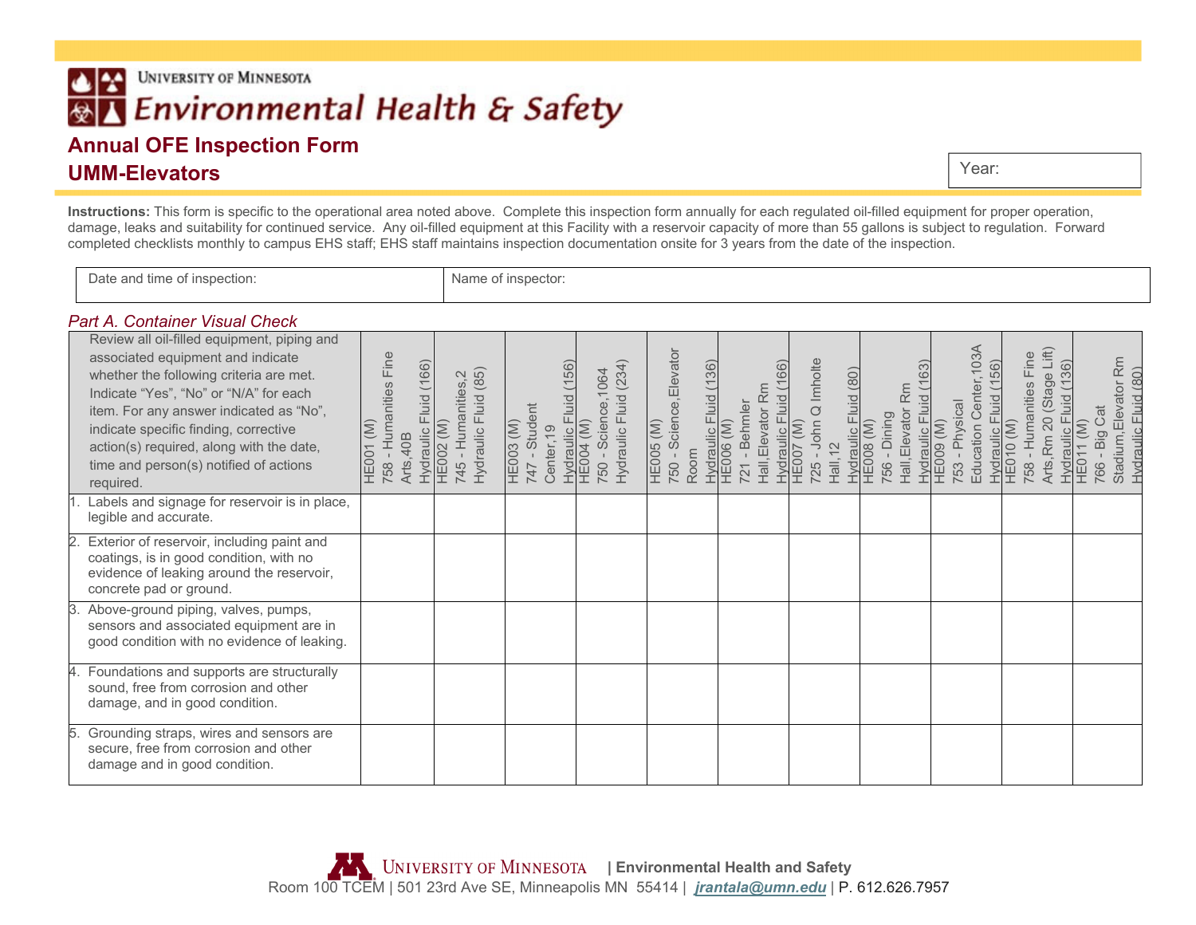University of Minnesota

# Environmental Health & Safety

## Annual OFE Inspection Form

## UMM-Elevators

| Year: |
|---|

**Instructions:** This form is specific to the operational area noted above. Complete this inspection form annually for each regulated oil-filled equipment for proper operation, damage, leaks and suitability for continued service. Any oil-filled equipment at this Facility with a reservoir capacity of more than 55 gallons is subject to regulation. Forward completed checklists monthly to campus EHS staff; EHS staff maintains inspection documentation onsite for 3 years from the date of the inspection.

| Date and time of inspection: | Name of inspector: |
|---|---|

### *Part A. Container Visual Check*

| Review all oil-filled equipment, piping and associated equipment and indicate whether the following criteria are met. Indicate "Yes", "No" or "N/A" for each item. For any answer indicated as "No", indicate specific finding, corrective action(s) required, along with the date, time and person(s) notified of actions required. | HE001 (M) 758 - Humanities Fine Arts,40B Hydraulic Fluid (166) | HE002 (M) 745 - Humanities,2 Hydraulic Fluid (85) | HE003 (M) 747 - Student Center,19 Hydraulic Fluid (156) | HE004 (M) 750 - Science,1064 Hydraulic Fluid (234) | HE005 (M) 750 - Science,Elevator Room Hydraulic Fluid (136) | HE006 (M) 721 - Behmler Hall,Elevator Rm Hydraulic Fluid (166) | HE007 (M) 725 - John Q Imholte Hall,12 Hydraulic Fluid (80) | HE008 (M) 756 - Dining Hall,Elevator Rm Hydraulic Fluid (163) | HE009 (M) 753 - Physical Education Center,103A Hydraulic Fluid (156) | HE010 (M) 758 - Humanities Fine Arts,Rm 20 (Stage Lift) Hydraulic Fluid (136) | HE011 (M) 766 - Big Cat Stadium,Elevator Rm Hydraulic Fluid (80) |
|---|---|---|---|---|---|---|---|---|---|---|---|
| 1. Labels and signage for reservoir is in place, legible and accurate. | | | | | | | | | | | |
| 2. Exterior of reservoir, including paint and coatings, is in good condition, with no evidence of leaking around the reservoir, concrete pad or ground. | | | | | | | | | | | |
| 3. Above-ground piping, valves, pumps, sensors and associated equipment are in good condition with no evidence of leaking. | | | | | | | | | | | |
| 4. Foundations and supports are structurally sound, free from corrosion and other damage, and in good condition. | | | | | | | | | | | |
| 5. Grounding straps, wires and sensors are secure, free from corrosion and other damage and in good condition. | | | | | | | | | | | |

University of Minnesota | Environmental Health and Safety
Room 100 TCEM | 501 23rd Ave SE, Minneapolis MN 55414 | jrantala@umn.edu | P. 612.626.7957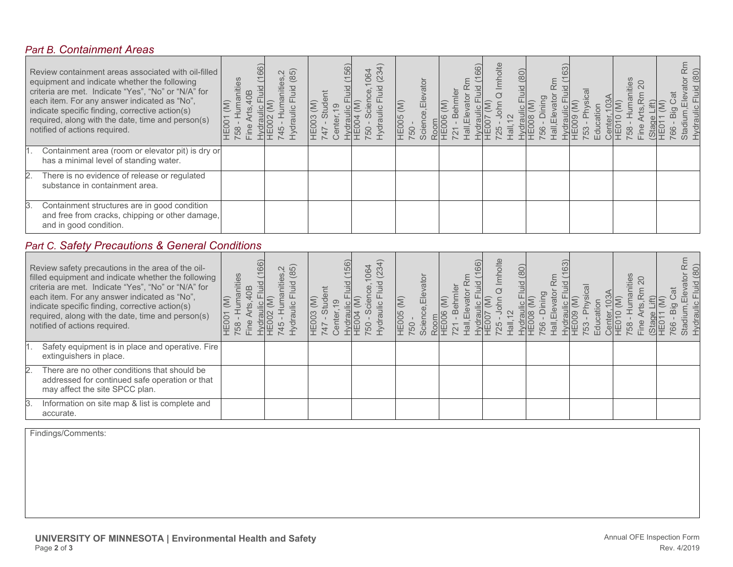## *Part B. Containment Areas*

| Review containment areas associated with oil-filled equipment and indicate whether the following criteria are met. Indicate "Yes", "No" or "N/A" for each item. For any answer indicated as "No", indicate specific finding, corrective action(s) required, along with the date, time and person(s) notified of actions required. | HE001 (M) 758 - Humanities Fine Arts,40B Hydraulic Fluid (166) | HE002 (M) 745 - Humanities,2 Hydraulic Fluid (85) | HE003 (M) 747 - Student Center,19 Hydraulic Fluid (156) | HE004 (M) 750 - Science,1064 Hydraulic Fluid (234) | HE005 (M) 750 - Science,Elevator Room | HE006 (M) 721 - Behmler Hall,Elevator Rm Hydraulic Fluid (166) | HE007 (M) 725 - John Q Imholte Hall,12 Hydraulic Fluid (80) | HE008 (M) 756 - Dining Hall,Elevator Rm Hydraulic Fluid (163) | HE009 (M) 753 - Physical Education Center,103A | HE010 (M) 758 - Humanities Fine Arts,Rm 20 (Stage Lift) | HE011 (M) 766 - Big Cat Stadium,Elevator Rm Hydraulic Fluid (80) |
|---|---|---|---|---|---|---|---|---|---|---|---|
| 1. Containment area (room or elevator pit) is dry or has a minimal level of standing water. | | | | | | | | | | | |
| 2. There is no evidence of release or regulated substance in containment area. | | | | | | | | | | | |
| 3. Containment structures are in good condition and free from cracks, chipping or other damage, and in good condition. | | | | | | | | | | | |

## *Part C. Safety Precautions & General Conditions*

| Review safety precautions in the area of the oil-filled equipment and indicate whether the following criteria are met. Indicate "Yes", "No" or "N/A" for each item. For any answer indicated as "No", indicate specific finding, corrective action(s) required, along with the date, time and person(s) notified of actions required. | HE001 (M) 758 - Humanities Fine Arts,40B Hydraulic Fluid (166) | HE002 (M) 745 - Humanities,2 Hydraulic Fluid (85) | HE003 (M) 747 - Student Center,19 Hydraulic Fluid (156) | HE004 (M) 750 - Science,1064 Hydraulic Fluid (234) | HE005 (M) 750 - Science,Elevator Room | HE006 (M) 721 - Behmler Hall,Elevator Rm Hydraulic Fluid (166) | HE007 (M) 725 - John Q Imholte Hall,12 Hydraulic Fluid (80) | HE008 (M) 756 - Dining Hall,Elevator Rm Hydraulic Fluid (163) | HE009 (M) 753 - Physical Education Center,103A | HE010 (M) 758 - Humanities Fine Arts,Rm 20 (Stage Lift) | HE011 (M) 766 - Big Cat Stadium,Elevator Rm Hydraulic Fluid (80) |
|---|---|---|---|---|---|---|---|---|---|---|---|
| 1. Safety equipment is in place and operative. Fire extinguishers in place. | | | | | | | | | | | |
| 2. There are no other conditions that should be addressed for continued safe operation or that may affect the site SPCC plan. | | | | | | | | | | | |
| 3. Information on site map & list is complete and accurate. | | | | | | | | | | | |

Findings/Comments: